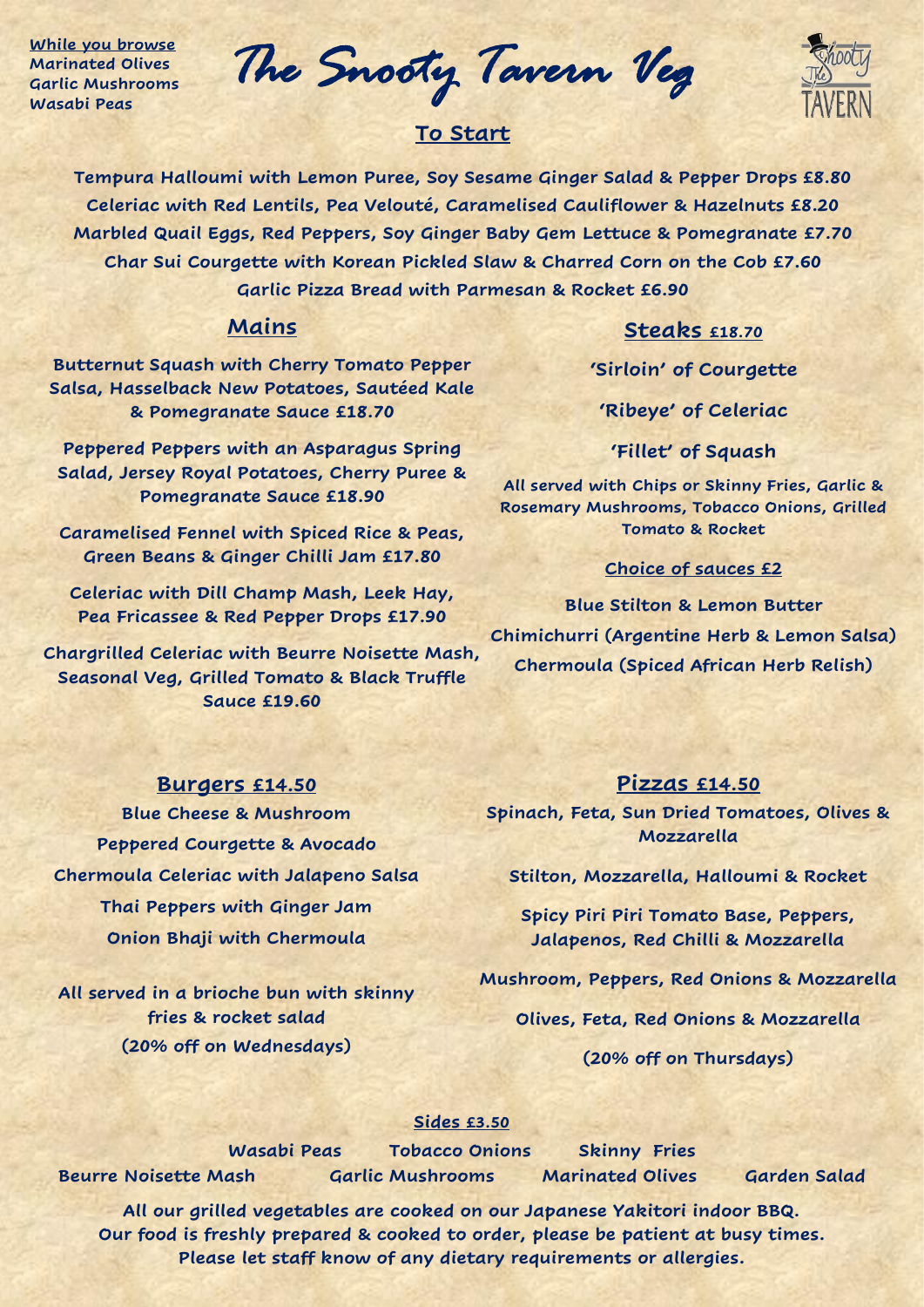**While you browse**
Marinated Olives
Garlic Mushrooms
Wasabi Peas

# The Snooty Tavern Veg

## To Start

Tempura Halloumi with Lemon Puree, Soy Sesame Ginger Salad & Pepper Drops £8.80

Celeriac with Red Lentils, Pea Velouté, Caramelised Cauliflower & Hazelnuts £8.20

Marbled Quail Eggs, Red Peppers, Soy Ginger Baby Gem Lettuce & Pomegranate £7.70

Char Sui Courgette with Korean Pickled Slaw & Charred Corn on the Cob £7.60

Garlic Pizza Bread with Parmesan & Rocket £6.90

## Mains

Butternut Squash with Cherry Tomato Pepper Salsa, Hasselback New Potatoes, Sautéed Kale & Pomegranate Sauce £18.70

Peppered Peppers with an Asparagus Spring Salad, Jersey Royal Potatoes, Cherry Puree & Pomegranate Sauce £18.90

Caramelised Fennel with Spiced Rice & Peas, Green Beans & Ginger Chilli Jam £17.80

Celeriac with Dill Champ Mash, Leek Hay, Pea Fricassee & Red Pepper Drops £17.90

Chargrilled Celeriac with Beurre Noisette Mash, Seasonal Veg, Grilled Tomato & Black Truffle Sauce £19.60

## Steaks £18.70

'Sirloin' of Courgette

'Ribeye' of Celeriac

'Fillet' of Squash

All served with Chips or Skinny Fries, Garlic & Rosemary Mushrooms, Tobacco Onions, Grilled Tomato & Rocket

### Choice of sauces £2

Blue Stilton & Lemon Butter

Chimichurri (Argentine Herb & Lemon Salsa)

Chermoula (Spiced African Herb Relish)

## Burgers £14.50

Blue Cheese & Mushroom

Peppered Courgette & Avocado

Chermoula Celeriac with Jalapeno Salsa

Thai Peppers with Ginger Jam

Onion Bhaji with Chermoula

All served in a brioche bun with skinny fries & rocket salad
(20% off on Wednesdays)

## Pizzas £14.50

Spinach, Feta, Sun Dried Tomatoes, Olives & Mozzarella

Stilton, Mozzarella, Halloumi & Rocket

Spicy Piri Piri Tomato Base, Peppers, Jalapenos, Red Chilli & Mozzarella

Mushroom, Peppers, Red Onions & Mozzarella

Olives, Feta, Red Onions & Mozzarella

(20% off on Thursdays)

## Sides £3.50

Wasabi Peas | Tobacco Onions | Skinny Fries

Beurre Noisette Mash | Garlic Mushrooms | Marinated Olives | Garden Salad

All our grilled vegetables are cooked on our Japanese Yakitori indoor BBQ.
Our food is freshly prepared & cooked to order, please be patient at busy times.
Please let staff know of any dietary requirements or allergies.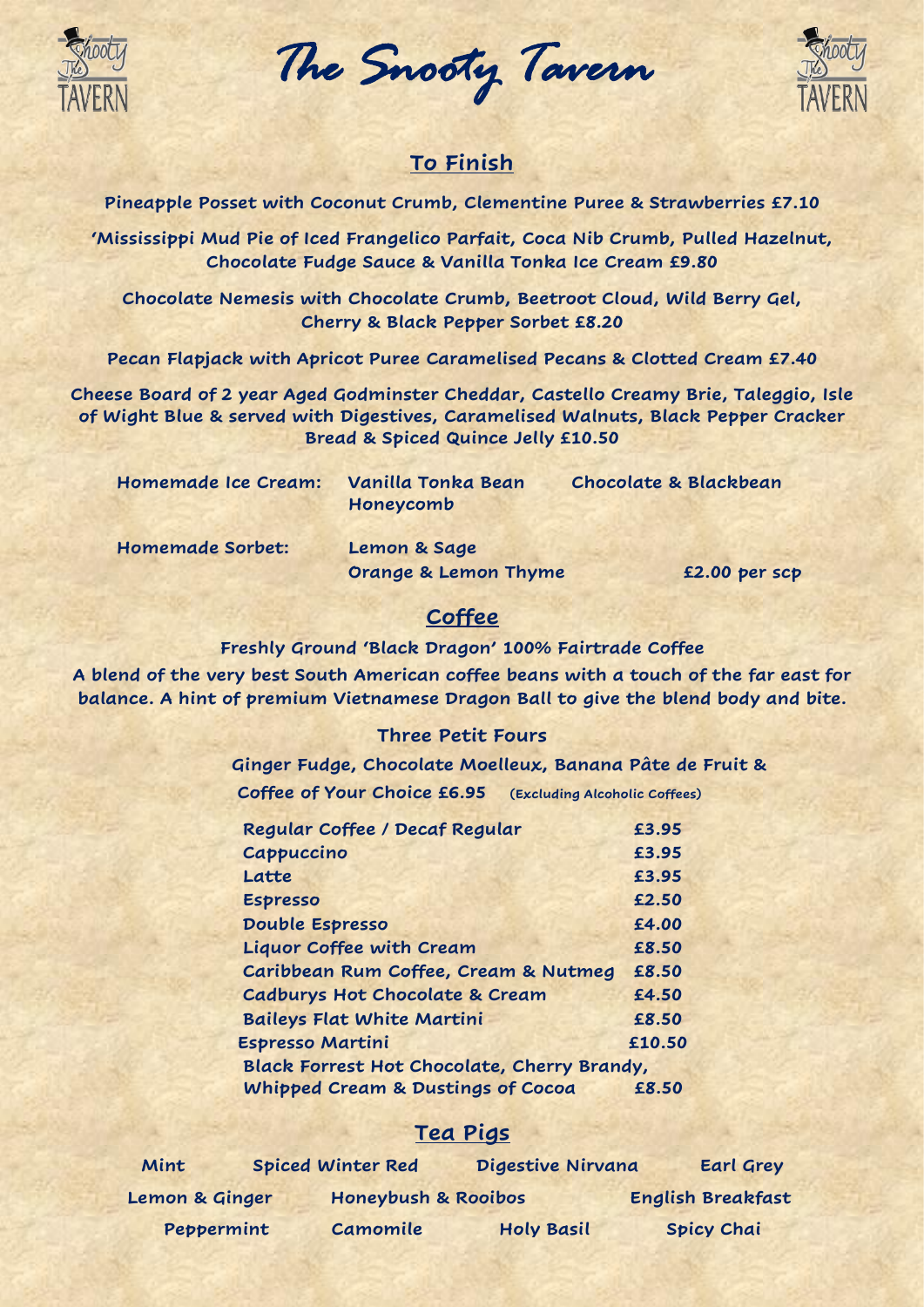# The Snooty Tavern

## To Finish

**Pineapple Posset with Coconut Crumb, Clementine Puree & Strawberries £7.10**

**'Mississippi Mud Pie of Iced Frangelico Parfait, Coca Nib Crumb, Pulled Hazelnut, Chocolate Fudge Sauce & Vanilla Tonka Ice Cream £9.80**

**Chocolate Nemesis with Chocolate Crumb, Beetroot Cloud, Wild Berry Gel, Cherry & Black Pepper Sorbet £8.20**

**Pecan Flapjack with Apricot Puree Caramelised Pecans & Clotted Cream £7.40**

**Cheese Board of 2 year Aged Godminster Cheddar, Castello Creamy Brie, Taleggio, Isle of Wight Blue & served with Digestives, Caramelised Walnuts, Black Pepper Cracker Bread & Spiced Quince Jelly £10.50**

| | | | |
|---|---|---|---|
| **Homemade Ice Cream:** | **Vanilla Tonka Bean** | **Chocolate & Blackbean** | |
| | **Honeycomb** | | |
| **Homemade Sorbet:** | **Lemon & Sage** | | |
| | **Orange & Lemon Thyme** | | **£2.00 per scp** |

## Coffee

**Freshly Ground 'Black Dragon' 100% Fairtrade Coffee**

**A blend of the very best South American coffee beans with a touch of the far east for balance. A hint of premium Vietnamese Dragon Ball to give the blend body and bite.**

### Three Petit Fours

**Ginger Fudge, Chocolate Moelleux, Banana Pâte de Fruit & Coffee of Your Choice £6.95** (Excluding Alcoholic Coffees)

| | |
|---|---|
| Regular Coffee / Decaf Regular | £3.95 |
| Cappuccino | £3.95 |
| Latte | £3.95 |
| Espresso | £2.50 |
| Double Espresso | £4.00 |
| Liquor Coffee with Cream | £8.50 |
| Caribbean Rum Coffee, Cream & Nutmeg | £8.50 |
| Cadburys Hot Chocolate & Cream | £4.50 |
| Baileys Flat White Martini | £8.50 |
| Espresso Martini | £10.50 |
| Black Forrest Hot Chocolate, Cherry Brandy, Whipped Cream & Dustings of Cocoa | £8.50 |

## Tea Pigs

| | | | |
|---|---|---|---|
| Mint | Spiced Winter Red | Digestive Nirvana | Earl Grey |
| Lemon & Ginger | Honeybush & Rooibos | | English Breakfast |
| Peppermint | Camomile | Holy Basil | Spicy Chai |